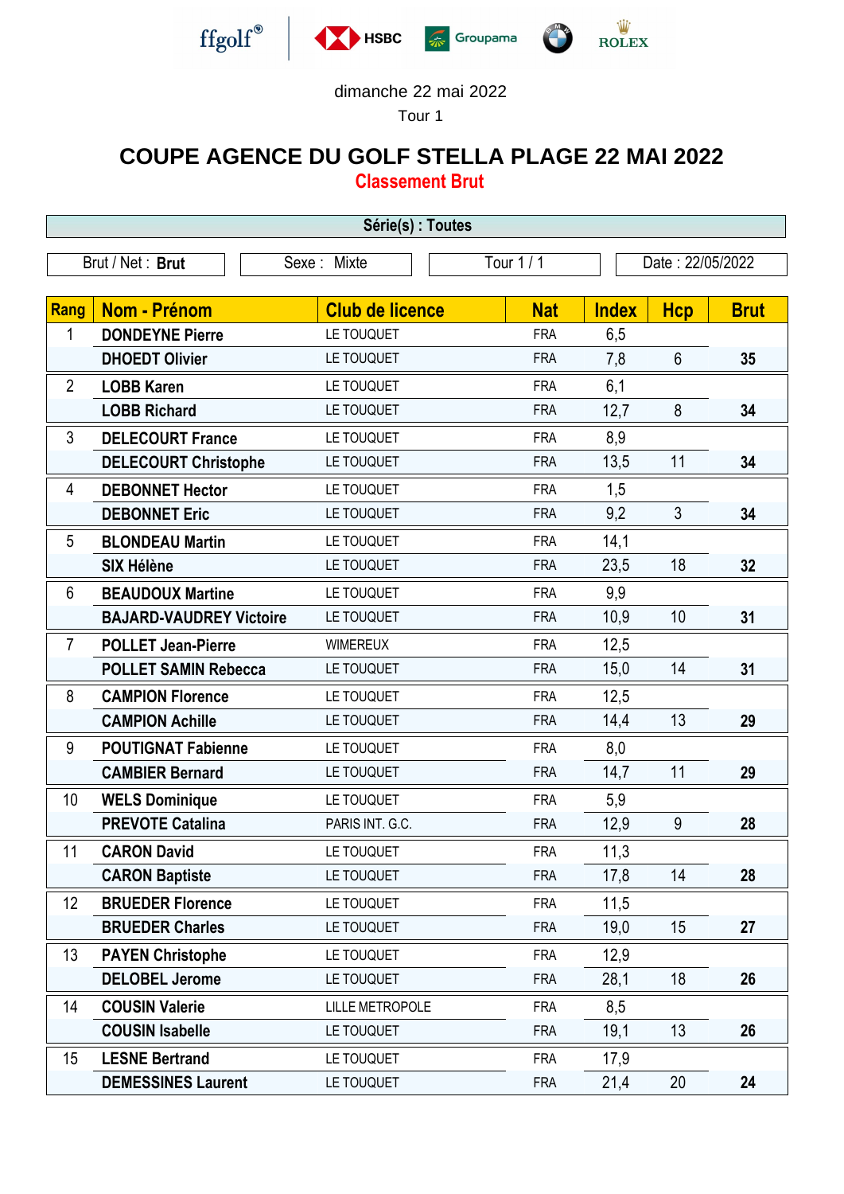ffgolf® HSBC Groupama ROLEX

dimanche 22 mai 2022

Tour 1

# COUPE AGENCE DU GOLF STELLA PLAGE 22 MAI 2022

## Classement Brut

**Série(s) : Toutes**

| Brut / Net : **Brut** | Sexe : Mixte | Tour 1 / 1 | Date : 22/05/2022 |
|---|---|---|---|

| Rang | Nom - Prénom | Club de licence | Nat | Index | Hcp | Brut |
|---|---|---|---|---|---|---|
| 1 | **DONDEYNE Pierre** | LE TOUQUET | FRA | 6,5 | | |
| | **DHOEDT Olivier** | LE TOUQUET | FRA | 7,8 | 6 | **35** |
| 2 | **LOBB Karen** | LE TOUQUET | FRA | 6,1 | | |
| | **LOBB Richard** | LE TOUQUET | FRA | 12,7 | 8 | **34** |
| 3 | **DELECOURT France** | LE TOUQUET | FRA | 8,9 | | |
| | **DELECOURT Christophe** | LE TOUQUET | FRA | 13,5 | 11 | **34** |
| 4 | **DEBONNET Hector** | LE TOUQUET | FRA | 1,5 | | |
| | **DEBONNET Eric** | LE TOUQUET | FRA | 9,2 | 3 | **34** |
| 5 | **BLONDEAU Martin** | LE TOUQUET | FRA | 14,1 | | |
| | **SIX Hélène** | LE TOUQUET | FRA | 23,5 | 18 | **32** |
| 6 | **BEAUDOUX Martine** | LE TOUQUET | FRA | 9,9 | | |
| | **BAJARD-VAUDREY Victoire** | LE TOUQUET | FRA | 10,9 | 10 | **31** |
| 7 | **POLLET Jean-Pierre** | WIMEREUX | FRA | 12,5 | | |
| | **POLLET SAMIN Rebecca** | LE TOUQUET | FRA | 15,0 | 14 | **31** |
| 8 | **CAMPION Florence** | LE TOUQUET | FRA | 12,5 | | |
| | **CAMPION Achille** | LE TOUQUET | FRA | 14,4 | 13 | **29** |
| 9 | **POUTIGNAT Fabienne** | LE TOUQUET | FRA | 8,0 | | |
| | **CAMBIER Bernard** | LE TOUQUET | FRA | 14,7 | 11 | **29** |
| 10 | **WELS Dominique** | LE TOUQUET | FRA | 5,9 | | |
| | **PREVOTE Catalina** | PARIS INT. G.C. | FRA | 12,9 | 9 | **28** |
| 11 | **CARON David** | LE TOUQUET | FRA | 11,3 | | |
| | **CARON Baptiste** | LE TOUQUET | FRA | 17,8 | 14 | **28** |
| 12 | **BRUEDER Florence** | LE TOUQUET | FRA | 11,5 | | |
| | **BRUEDER Charles** | LE TOUQUET | FRA | 19,0 | 15 | **27** |
| 13 | **PAYEN Christophe** | LE TOUQUET | FRA | 12,9 | | |
| | **DELOBEL Jerome** | LE TOUQUET | FRA | 28,1 | 18 | **26** |
| 14 | **COUSIN Valerie** | LILLE METROPOLE | FRA | 8,5 | | |
| | **COUSIN Isabelle** | LE TOUQUET | FRA | 19,1 | 13 | **26** |
| 15 | **LESNE Bertrand** | LE TOUQUET | FRA | 17,9 | | |
| | **DEMESSINES Laurent** | LE TOUQUET | FRA | 21,4 | 20 | **24** |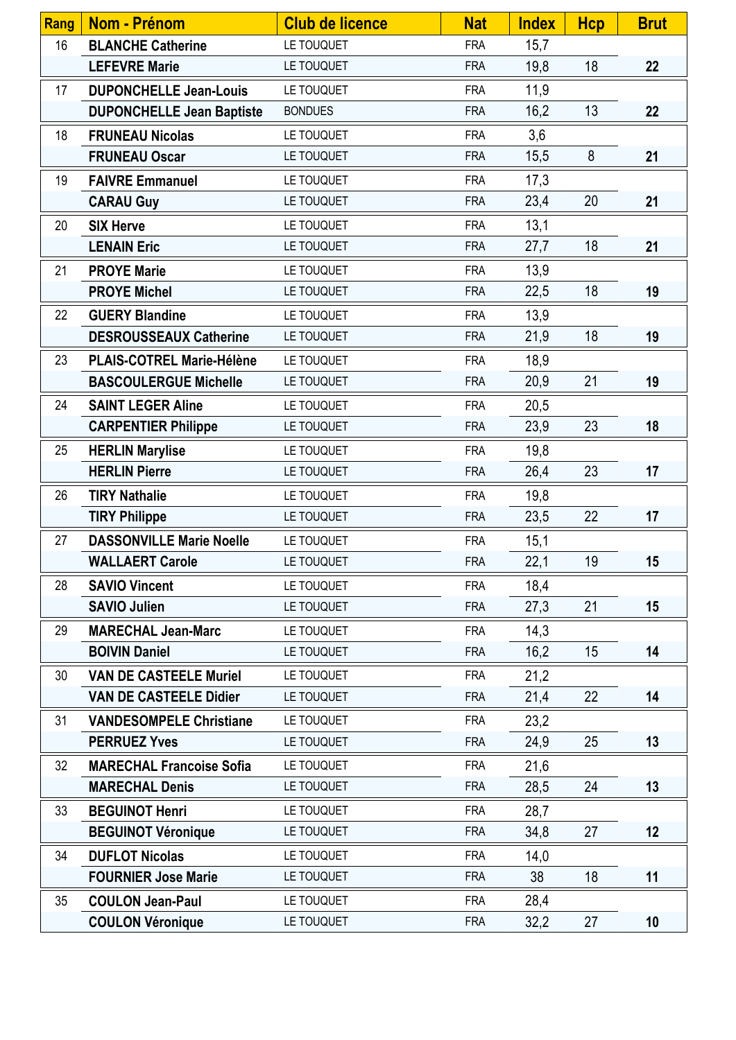| Rang | Nom - Prénom | Club de licence | Nat | Index | Hcp | Brut |
|---|---|---|---|---|---|---|
| 16 | **BLANCHE Catherine** | LE TOUQUET | FRA | 15,7 | | |
| | **LEFEVRE Marie** | LE TOUQUET | FRA | 19,8 | 18 | **22** |
| 17 | **DUPONCHELLE Jean-Louis** | LE TOUQUET | FRA | 11,9 | | |
| | **DUPONCHELLE Jean Baptiste** | BONDUES | FRA | 16,2 | 13 | **22** |
| 18 | **FRUNEAU Nicolas** | LE TOUQUET | FRA | 3,6 | | |
| | **FRUNEAU Oscar** | LE TOUQUET | FRA | 15,5 | 8 | **21** |
| 19 | **FAIVRE Emmanuel** | LE TOUQUET | FRA | 17,3 | | |
| | **CARAU Guy** | LE TOUQUET | FRA | 23,4 | 20 | **21** |
| 20 | **SIX Herve** | LE TOUQUET | FRA | 13,1 | | |
| | **LENAIN Eric** | LE TOUQUET | FRA | 27,7 | 18 | **21** |
| 21 | **PROYE Marie** | LE TOUQUET | FRA | 13,9 | | |
| | **PROYE Michel** | LE TOUQUET | FRA | 22,5 | 18 | **19** |
| 22 | **GUERY Blandine** | LE TOUQUET | FRA | 13,9 | | |
| | **DESROUSSEAUX Catherine** | LE TOUQUET | FRA | 21,9 | 18 | **19** |
| 23 | **PLAIS-COTREL Marie-Hélène** | LE TOUQUET | FRA | 18,9 | | |
| | **BASCOULERGUE Michelle** | LE TOUQUET | FRA | 20,9 | 21 | **19** |
| 24 | **SAINT LEGER Aline** | LE TOUQUET | FRA | 20,5 | | |
| | **CARPENTIER Philippe** | LE TOUQUET | FRA | 23,9 | 23 | **18** |
| 25 | **HERLIN Marylise** | LE TOUQUET | FRA | 19,8 | | |
| | **HERLIN Pierre** | LE TOUQUET | FRA | 26,4 | 23 | **17** |
| 26 | **TIRY Nathalie** | LE TOUQUET | FRA | 19,8 | | |
| | **TIRY Philippe** | LE TOUQUET | FRA | 23,5 | 22 | **17** |
| 27 | **DASSONVILLE Marie Noelle** | LE TOUQUET | FRA | 15,1 | | |
| | **WALLAERT Carole** | LE TOUQUET | FRA | 22,1 | 19 | **15** |
| 28 | **SAVIO Vincent** | LE TOUQUET | FRA | 18,4 | | |
| | **SAVIO Julien** | LE TOUQUET | FRA | 27,3 | 21 | **15** |
| 29 | **MARECHAL Jean-Marc** | LE TOUQUET | FRA | 14,3 | | |
| | **BOIVIN Daniel** | LE TOUQUET | FRA | 16,2 | 15 | **14** |
| 30 | **VAN DE CASTEELE Muriel** | LE TOUQUET | FRA | 21,2 | | |
| | **VAN DE CASTEELE Didier** | LE TOUQUET | FRA | 21,4 | 22 | **14** |
| 31 | **VANDESOMPELE Christiane** | LE TOUQUET | FRA | 23,2 | | |
| | **PERRUEZ Yves** | LE TOUQUET | FRA | 24,9 | 25 | **13** |
| 32 | **MARECHAL Francoise Sofia** | LE TOUQUET | FRA | 21,6 | | |
| | **MARECHAL Denis** | LE TOUQUET | FRA | 28,5 | 24 | **13** |
| 33 | **BEGUINOT Henri** | LE TOUQUET | FRA | 28,7 | | |
| | **BEGUINOT Véronique** | LE TOUQUET | FRA | 34,8 | 27 | **12** |
| 34 | **DUFLOT Nicolas** | LE TOUQUET | FRA | 14,0 | | |
| | **FOURNIER Jose Marie** | LE TOUQUET | FRA | 38 | 18 | **11** |
| 35 | **COULON Jean-Paul** | LE TOUQUET | FRA | 28,4 | | |
| | **COULON Véronique** | LE TOUQUET | FRA | 32,2 | 27 | **10** |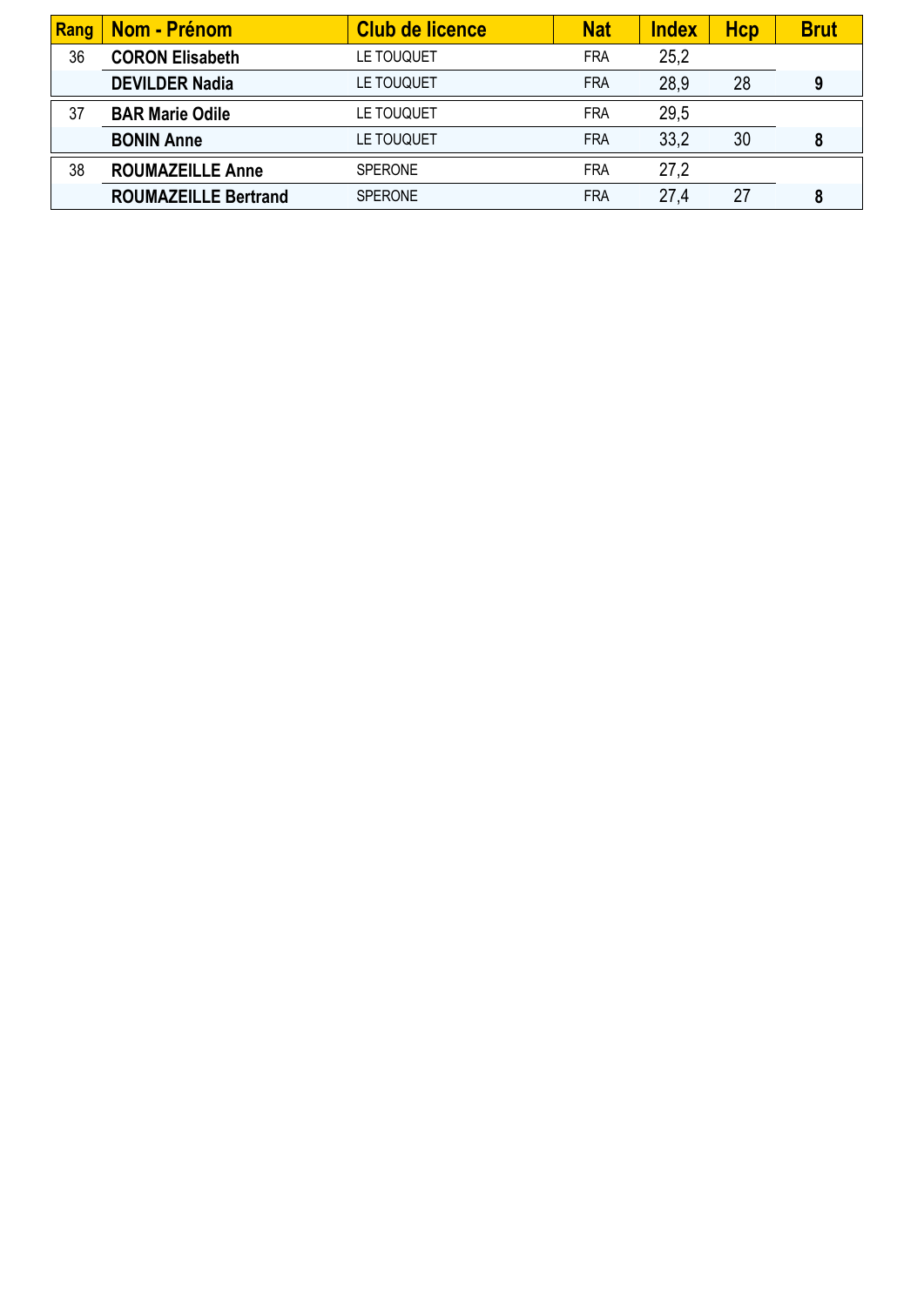| Rang | Nom - Prénom | Club de licence | Nat | Index | Hcp | Brut |
|---|---|---|---|---|---|---|
| 36 | **CORON Elisabeth** | LE TOUQUET | FRA | 25,2 | | |
| | **DEVILDER Nadia** | LE TOUQUET | FRA | 28,9 | 28 | **9** |
| 37 | **BAR Marie Odile** | LE TOUQUET | FRA | 29,5 | | |
| | **BONIN Anne** | LE TOUQUET | FRA | 33,2 | 30 | **8** |
| 38 | **ROUMAZEILLE Anne** | SPERONE | FRA | 27,2 | | |
| | **ROUMAZEILLE Bertrand** | SPERONE | FRA | 27,4 | 27 | **8** |